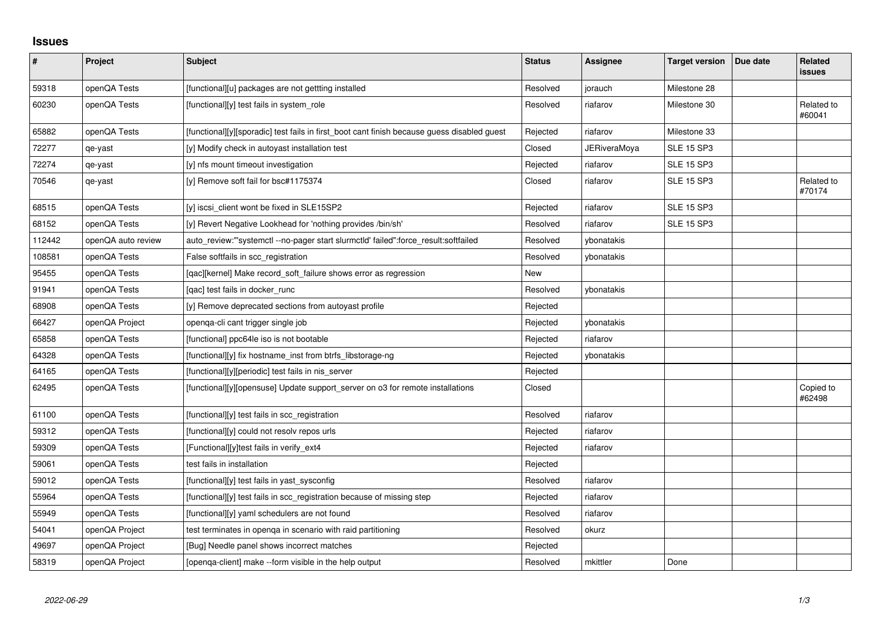## Issues

| # | Project | Subject | Status | Assignee | Target version | Due date | Related issues |
|---|---|---|---|---|---|---|---|
| 59318 | openQA Tests | [functional][u] packages are not gettting installed | Resolved | jorauch | Milestone 28 | | |
| 60230 | openQA Tests | [functional][y] test fails in system_role | Resolved | riafarov | Milestone 30 | | Related to #60041 |
| 65882 | openQA Tests | [functional][y][sporadic] test fails in first_boot cant finish because guess disabled guest | Rejected | riafarov | Milestone 33 | | |
| 72277 | qe-yast | [y] Modify check in autoyast installation test | Closed | JERiveraMoya | SLE 15 SP3 | | |
| 72274 | qe-yast | [y] nfs mount timeout investigation | Rejected | riafarov | SLE 15 SP3 | | |
| 70546 | qe-yast | [y] Remove soft fail for bsc#1175374 | Closed | riafarov | SLE 15 SP3 | | Related to #70174 |
| 68515 | openQA Tests | [y] iscsi_client wont be fixed in SLE15SP2 | Rejected | riafarov | SLE 15 SP3 | | |
| 68152 | openQA Tests | [y] Revert Negative Lookhead for 'nothing provides /bin/sh' | Resolved | riafarov | SLE 15 SP3 | | |
| 112442 | openQA auto review | auto_review:"'systemctl --no-pager start slurmctld' failed":force_result:softfailed | Resolved | ybonatakis | | | |
| 108581 | openQA Tests | False softfails in scc_registration | Resolved | ybonatakis | | | |
| 95455 | openQA Tests | [qac][kernel] Make record_soft_failure shows error as regression | New | | | | |
| 91941 | openQA Tests | [qac] test fails in docker_runc | Resolved | ybonatakis | | | |
| 68908 | openQA Tests | [y] Remove deprecated sections from autoyast profile | Rejected | | | | |
| 66427 | openQA Project | openqa-cli cant trigger single job | Rejected | ybonatakis | | | |
| 65858 | openQA Tests | [functional] ppc64le iso is not bootable | Rejected | riafarov | | | |
| 64328 | openQA Tests | [functional][y] fix hostname_inst from btrfs_libstorage-ng | Rejected | ybonatakis | | | |
| 64165 | openQA Tests | [functional][y][periodic] test fails in nis_server | Rejected | | | | |
| 62495 | openQA Tests | [functional][y][opensuse] Update support_server on o3 for remote installations | Closed | | | | Copied to #62498 |
| 61100 | openQA Tests | [functional][y] test fails in scc_registration | Resolved | riafarov | | | |
| 59312 | openQA Tests | [functional][y] could not resolv repos urls | Rejected | riafarov | | | |
| 59309 | openQA Tests | [Functional][y]test fails in verify_ext4 | Rejected | riafarov | | | |
| 59061 | openQA Tests | test fails in installation | Rejected | | | | |
| 59012 | openQA Tests | [functional][y] test fails in yast_sysconfig | Resolved | riafarov | | | |
| 55964 | openQA Tests | [functional][y] test fails in scc_registration because of missing step | Rejected | riafarov | | | |
| 55949 | openQA Tests | [functional][y] yaml schedulers are not found | Resolved | riafarov | | | |
| 54041 | openQA Project | test terminates in openqa in scenario with raid partitioning | Resolved | okurz | | | |
| 49697 | openQA Project | [Bug] Needle panel shows incorrect matches | Rejected | | | | |
| 58319 | openQA Project | [openqa-client] make --form visible in the help output | Resolved | mkittler | Done | | |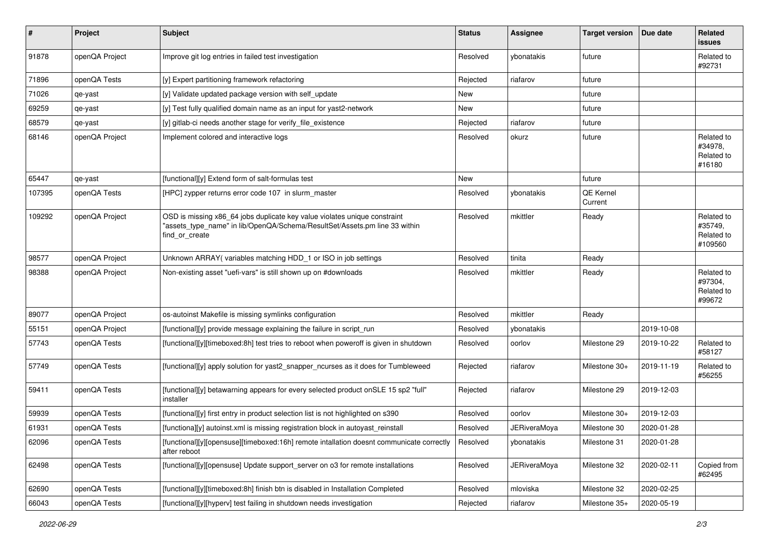| # | Project | Subject | Status | Assignee | Target version | Due date | Related issues |
|---|---|---|---|---|---|---|---|
| 91878 | openQA Project | Improve git log entries in failed test investigation | Resolved | ybonatakis | future | | Related to #92731 |
| 71896 | openQA Tests | [y] Expert partitioning framework refactoring | Rejected | riafarov | future | | |
| 71026 | qe-yast | [y] Validate updated package version with self_update | New | | future | | |
| 69259 | qe-yast | [y] Test fully qualified domain name as an input for yast2-network | New | | future | | |
| 68579 | qe-yast | [y] gitlab-ci needs another stage for verify_file_existence | Rejected | riafarov | future | | |
| 68146 | openQA Project | Implement colored and interactive logs | Resolved | okurz | future | | Related to #34978, Related to #16180 |
| 65447 | qe-yast | [functional][y] Extend form of salt-formulas test | New | | future | | |
| 107395 | openQA Tests | [HPC] zypper returns error code 107 in slurm_master | Resolved | ybonatakis | QE Kernel Current | | |
| 109292 | openQA Project | OSD is missing x86_64 jobs duplicate key value violates unique constraint "assets_type_name" in lib/OpenQA/Schema/ResultSet/Assets.pm line 33 within find_or_create | Resolved | mkittler | Ready | | Related to #35749, Related to #109560 |
| 98577 | openQA Project | Unknown ARRAY( variables matching HDD_1 or ISO in job settings | Resolved | tinita | Ready | | |
| 98388 | openQA Project | Non-existing asset "uefi-vars" is still shown up on #downloads | Resolved | mkittler | Ready | | Related to #97304, Related to #99672 |
| 89077 | openQA Project | os-autoinst Makefile is missing symlinks configuration | Resolved | mkittler | Ready | | |
| 55151 | openQA Project | [functional][y] provide message explaining the failure in script_run | Resolved | ybonatakis | | 2019-10-08 | |
| 57743 | openQA Tests | [functional][y][timeboxed:8h] test tries to reboot when poweroff is given in shutdown | Resolved | oorlov | Milestone 29 | 2019-10-22 | Related to #58127 |
| 57749 | openQA Tests | [functional][y] apply solution for yast2_snapper_ncurses as it does for Tumbleweed | Rejected | riafarov | Milestone 30+ | 2019-11-19 | Related to #56255 |
| 59411 | openQA Tests | [functional][y] betawarning appears for every selected product onSLE 15 sp2 "full" installer | Rejected | riafarov | Milestone 29 | 2019-12-03 | |
| 59939 | openQA Tests | [functional][y] first entry in product selection list is not highlighted on s390 | Resolved | oorlov | Milestone 30+ | 2019-12-03 | |
| 61931 | openQA Tests | [functiona][y] autoinst.xml is missing registration block in autoyast_reinstall | Resolved | JERiveraMoya | Milestone 30 | 2020-01-28 | |
| 62096 | openQA Tests | [functional][y][opensuse][timeboxed:16h] remote intallation doesnt communicate correctly after reboot | Resolved | ybonatakis | Milestone 31 | 2020-01-28 | |
| 62498 | openQA Tests | [functional][y][opensuse] Update support_server on o3 for remote installations | Resolved | JERiveraMoya | Milestone 32 | 2020-02-11 | Copied from #62495 |
| 62690 | openQA Tests | [functional][y][timeboxed:8h] finish btn is disabled in Installation Completed | Resolved | mloviska | Milestone 32 | 2020-02-25 | |
| 66043 | openQA Tests | [functional][y][hyperv] test failing in shutdown needs investigation | Rejected | riafarov | Milestone 35+ | 2020-05-19 | |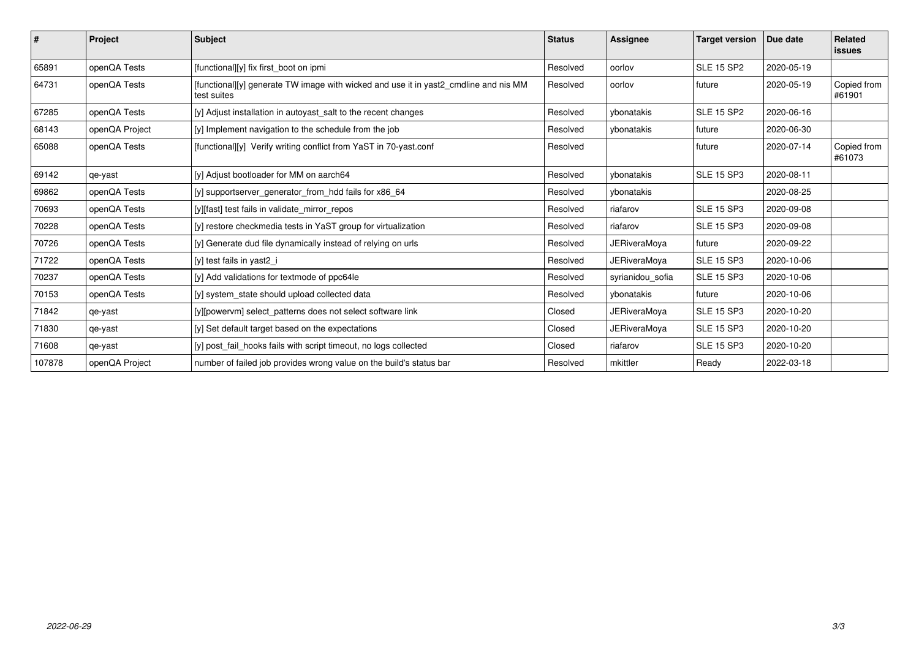| # | Project | Subject | Status | Assignee | Target version | Due date | Related issues |
|---|---|---|---|---|---|---|---|
| 65891 | openQA Tests | [functional][y] fix first_boot on ipmi | Resolved | oorlov | SLE 15 SP2 | 2020-05-19 | |
| 64731 | openQA Tests | [functional][y] generate TW image with wicked and use it in yast2_cmdline and nis MM test suites | Resolved | oorlov | future | 2020-05-19 | Copied from #61901 |
| 67285 | openQA Tests | [y] Adjust installation in autoyast_salt to the recent changes | Resolved | ybonatakis | SLE 15 SP2 | 2020-06-16 | |
| 68143 | openQA Project | [y] Implement navigation to the schedule from the job | Resolved | ybonatakis | future | 2020-06-30 | |
| 65088 | openQA Tests | [functional][y] Verify writing conflict from YaST in 70-yast.conf | Resolved | | future | 2020-07-14 | Copied from #61073 |
| 69142 | qe-yast | [y] Adjust bootloader for MM on aarch64 | Resolved | ybonatakis | SLE 15 SP3 | 2020-08-11 | |
| 69862 | openQA Tests | [y] supportserver_generator_from_hdd fails for x86_64 | Resolved | ybonatakis | | 2020-08-25 | |
| 70693 | openQA Tests | [y][fast] test fails in validate_mirror_repos | Resolved | riafarov | SLE 15 SP3 | 2020-09-08 | |
| 70228 | openQA Tests | [y] restore checkmedia tests in YaST group for virtualization | Resolved | riafarov | SLE 15 SP3 | 2020-09-08 | |
| 70726 | openQA Tests | [y] Generate dud file dynamically instead of relying on urls | Resolved | JERiveraMoya | future | 2020-09-22 | |
| 71722 | openQA Tests | [y] test fails in yast2_i | Resolved | JERiveraMoya | SLE 15 SP3 | 2020-10-06 | |
| 70237 | openQA Tests | [y] Add validations for textmode of ppc64le | Resolved | syrianidou_sofia | SLE 15 SP3 | 2020-10-06 | |
| 70153 | openQA Tests | [y] system_state should upload collected data | Resolved | ybonatakis | future | 2020-10-06 | |
| 71842 | qe-yast | [y][powervm] select_patterns does not select software link | Closed | JERiveraMoya | SLE 15 SP3 | 2020-10-20 | |
| 71830 | qe-yast | [y] Set default target based on the expectations | Closed | JERiveraMoya | SLE 15 SP3 | 2020-10-20 | |
| 71608 | qe-yast | [y] post_fail_hooks fails with script timeout, no logs collected | Closed | riafarov | SLE 15 SP3 | 2020-10-20 | |
| 107878 | openQA Project | number of failed job provides wrong value on the build's status bar | Resolved | mkittler | Ready | 2022-03-18 | |